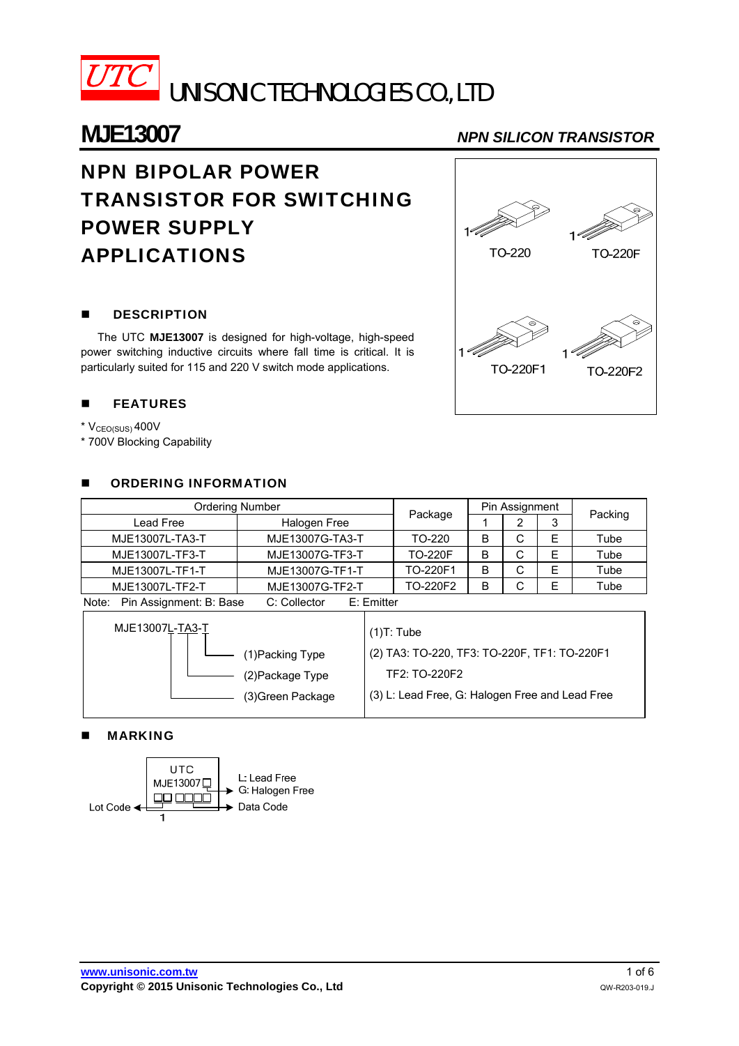UTC UNISONIC TECHNOLOGIES CO., LTD

# MJE13007

*NPN SILICON TRANSISTOR*

## NPN BIPOLAR POWER TRANSISTOR FOR SWITCHING POWER SUPPLY APPLICATIONS

TO-220 TO-220F TO-220F1 TO-220F2

## DESCRIPTION

The UTC **MJE13007** is designed for high-voltage, high-speed power switching inductive circuits where fall time is critical. It is particularly suited for 115 and 220 V switch mode applications.

## FEATURES

* $V_{CEO(SUS)}$ 400V
* 700V Blocking Capability

## ORDERING INFORMATION

| Ordering Number | | Package | Pin Assignment | | | Packing |
|---|---|---|---|---|---|---|
| Lead Free | Halogen Free | | 1 | 2 | 3 | |
| MJE13007L-TA3-T | MJE13007G-TA3-T | TO-220 | B | C | E | Tube |
| MJE13007L-TF3-T | MJE13007G-TF3-T | TO-220F | B | C | E | Tube |
| MJE13007L-TF1-T | MJE13007G-TF1-T | TO-220F1 | B | C | E | Tube |
| MJE13007L-TF2-T | MJE13007G-TF2-T | TO-220F2 | B | C | E | Tube |

Note: Pin Assignment: B: Base C: Collector E: Emitter

| MJE13007L-TA3-T | |
|---|---|
| (1)Packing Type | (1)T: Tube |
| (2)Package Type | (2) TA3: TO-220, TF3: TO-220F, TF1: TO-220F1, TF2: TO-220F2 |
| (3)Green Package | (3) L: Lead Free, G: Halogen Free and Lead Free |

## MARKING

UTC
MJE13007□

L: Lead Free
G: Halogen Free

Lot Code

Data Code

1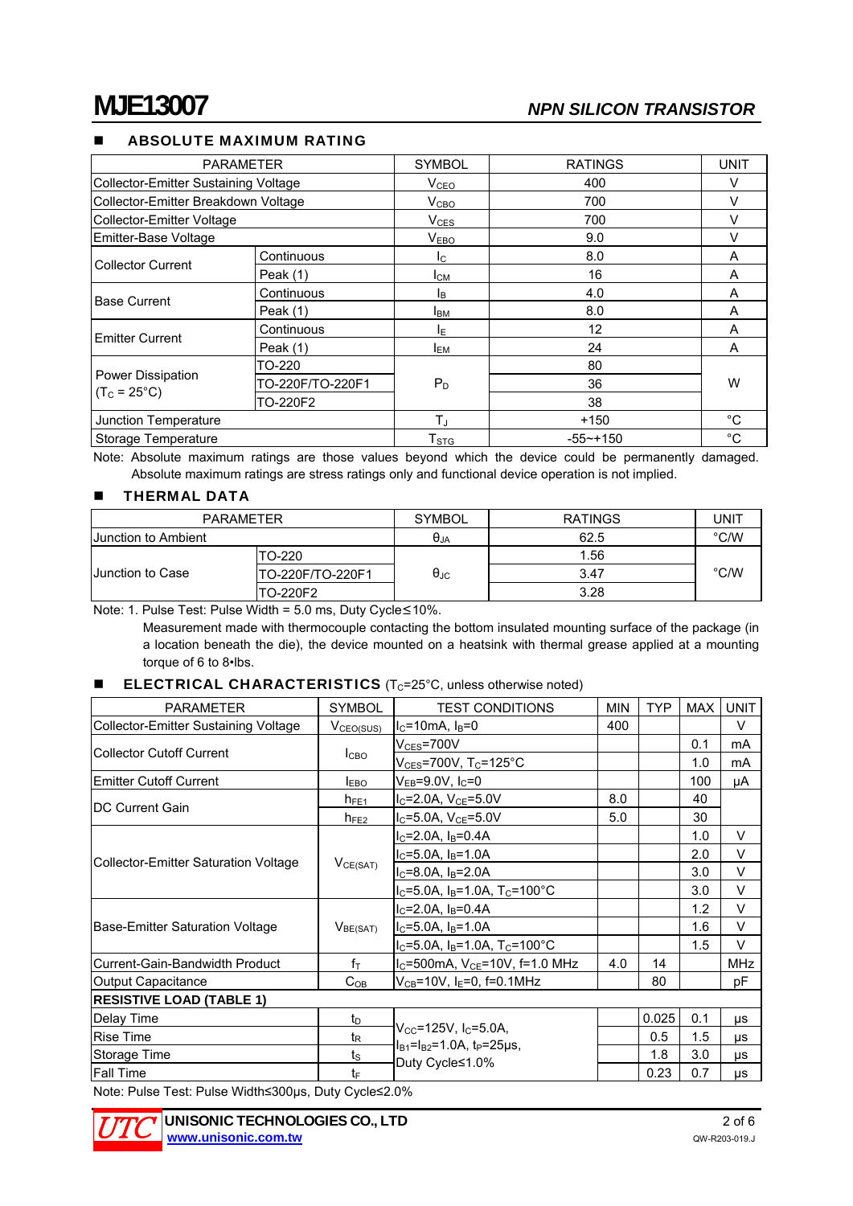# MJE13007

*NPN SILICON TRANSISTOR*

## ■ ABSOLUTE MAXIMUM RATING

| PARAMETER | | SYMBOL | RATINGS | UNIT |
|---|---|---|---|---|
| Collector-Emitter Sustaining Voltage | | $V_{CEO}$ | 400 | V |
| Collector-Emitter Breakdown Voltage | | $V_{CBO}$ | 700 | V |
| Collector-Emitter Voltage | | $V_{CES}$ | 700 | V |
| Emitter-Base Voltage | | $V_{EBO}$ | 9.0 | V |
| Collector Current | Continuous | $I_C$ | 8.0 | A |
| | Peak (1) | $I_{CM}$ | 16 | A |
| Base Current | Continuous | $I_B$ | 4.0 | A |
| | Peak (1) | $I_{BM}$ | 8.0 | A |
| Emitter Current | Continuous | $I_E$ | 12 | A |
| | Peak (1) | $I_{EM}$ | 24 | A |
| Power Dissipation ($T_C$ = 25°C) | TO-220 | $P_D$ | 80 | W |
| | TO-220F/TO-220F1 | | 36 | |
| | TO-220F2 | | 38 | |
| Junction Temperature | | $T_J$ | +150 | °C |
| Storage Temperature | | $T_{STG}$ | -55~+150 | °C |

Note: Absolute maximum ratings are those values beyond which the device could be permanently damaged. Absolute maximum ratings are stress ratings only and functional device operation is not implied.

## ■ THERMAL DATA

| PARAMETER | | SYMBOL | RATINGS | UNIT |
|---|---|---|---|---|
| Junction to Ambient | | $\theta_{JA}$ | 62.5 | °C/W |
| Junction to Case | TO-220 | $\theta_{JC}$ | 1.56 | °C/W |
| | TO-220F/TO-220F1 | | 3.47 | |
| | TO-220F2 | | 3.28 | |

Note: 1. Pulse Test: Pulse Width = 5.0 ms, Duty Cycle≤10%.

Measurement made with thermocouple contacting the bottom insulated mounting surface of the package (in a location beneath the die), the device mounted on a heatsink with thermal grease applied at a mounting torque of 6 to 8•lbs.

## ■ ELECTRICAL CHARACTERISTICS ($T_C$=25°C, unless otherwise noted)

| PARAMETER | SYMBOL | TEST CONDITIONS | MIN | TYP | MAX | UNIT |
|---|---|---|---|---|---|---|
| Collector-Emitter Sustaining Voltage | $V_{CEO(SUS)}$ | $I_C$=10mA, $I_B$=0 | 400 | | | V |
| Collector Cutoff Current | $I_{CBO}$ | $V_{CES}$=700V | | | 0.1 | mA |
| | | $V_{CES}$=700V, $T_C$=125°C | | | 1.0 | mA |
| Emitter Cutoff Current | $I_{EBO}$ | $V_{EB}$=9.0V, $I_C$=0 | | | 100 | μA |
| DC Current Gain | $h_{FE1}$ | $I_C$=2.0A, $V_{CE}$=5.0V | 8.0 | | 40 | |
| | $h_{FE2}$ | $I_C$=5.0A, $V_{CE}$=5.0V | 5.0 | | 30 | |
| Collector-Emitter Saturation Voltage | $V_{CE(SAT)}$ | $I_C$=2.0A, $I_B$=0.4A | | | 1.0 | V |
| | | $I_C$=5.0A, $I_B$=1.0A | | | 2.0 | V |
| | | $I_C$=8.0A, $I_B$=2.0A | | | 3.0 | V |
| | | $I_C$=5.0A, $I_B$=1.0A, $T_C$=100°C | | | 3.0 | V |
| Base-Emitter Saturation Voltage | $V_{BE(SAT)}$ | $I_C$=2.0A, $I_B$=0.4A | | | 1.2 | V |
| | | $I_C$=5.0A, $I_B$=1.0A | | | 1.6 | V |
| | | $I_C$=5.0A, $I_B$=1.0A, $T_C$=100°C | | | 1.5 | V |
| Current-Gain-Bandwidth Product | $f_T$ | $I_C$=500mA, $V_{CE}$=10V, f=1.0 MHz | 4.0 | 14 | | MHz |
| Output Capacitance | $C_{OB}$ | $V_{CB}$=10V, $I_E$=0, f=0.1MHz | | 80 | | pF |
| **RESISTIVE LOAD (TABLE 1)** | | | | | | |
| Delay Time | $t_D$ | $V_{CC}$=125V, $I_C$=5.0A, $I_{B1}$=$I_{B2}$=1.0A, $t_P$=25μs, Duty Cycle≤1.0% | | 0.025 | 0.1 | μs |
| Rise Time | $t_R$ | | | 0.5 | 1.5 | μs |
| Storage Time | $t_S$ | | | 1.8 | 3.0 | μs |
| Fall Time | $t_F$ | | | 0.23 | 0.7 | μs |

Note: Pulse Test: Pulse Width≤300μs, Duty Cycle≤2.0%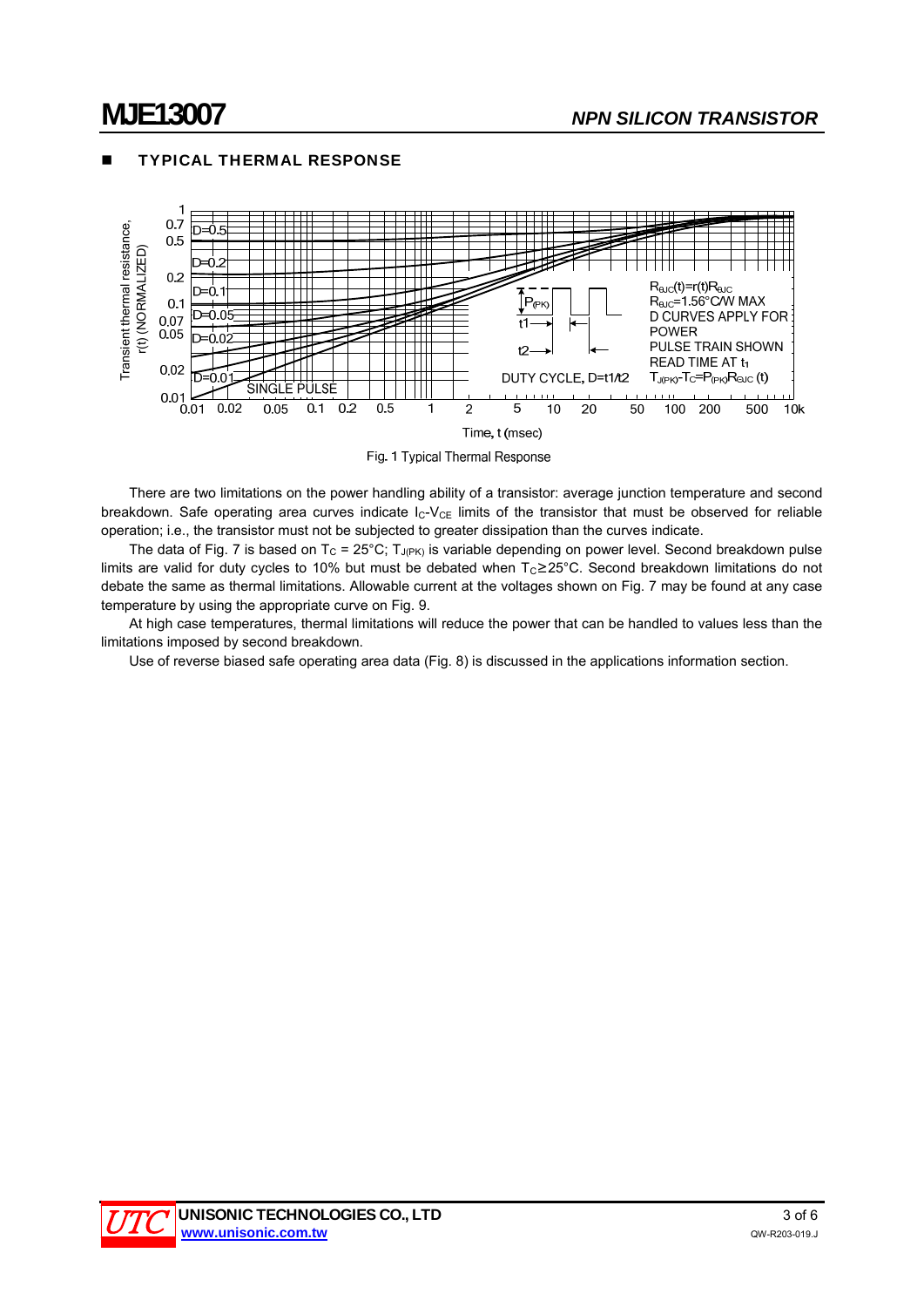## TYPICAL THERMAL RESPONSE

Fig. 1 Typical Thermal Response

There are two limitations on the power handling ability of a transistor: average junction temperature and second breakdown. Safe operating area curves indicate $I_C$-$V_{CE}$ limits of the transistor that must be observed for reliable operation; i.e., the transistor must not be subjected to greater dissipation than the curves indicate.

The data of Fig. 7 is based on $T_C$ = 25°C; $T_{J(PK)}$ is variable depending on power level. Second breakdown pulse limits are valid for duty cycles to 10% but must be debated when $T_C \geq 25$°C. Second breakdown limitations do not debate the same as thermal limitations. Allowable current at the voltages shown on Fig. 7 may be found at any case temperature by using the appropriate curve on Fig. 9.

At high case temperatures, thermal limitations will reduce the power that can be handled to values less than the limitations imposed by second breakdown.

Use of reverse biased safe operating area data (Fig. 8) is discussed in the applications information section.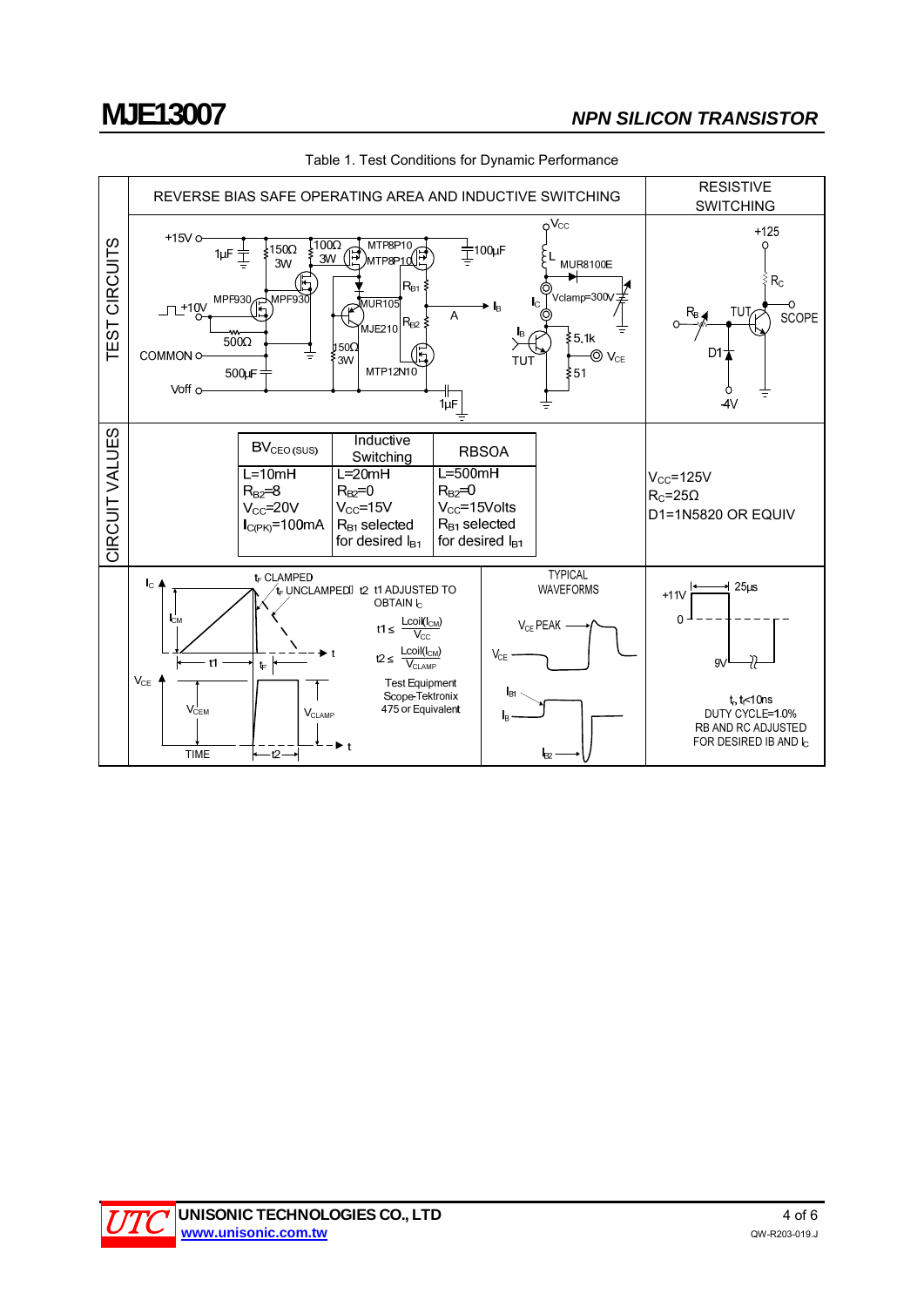Table 1. Test Conditions for Dynamic Performance

| | REVERSE BIAS SAFE OPERATING AREA AND INDUCTIVE SWITCHING | RESISTIVE SWITCHING |
|---|---|---|
| TEST CIRCUITS | +15V, 1μF, 150Ω 3W, 100Ω 3W, MTP8P10, MTP8P10, 100μF, $V_{CC}$, L, MUR8100E, MPF930, +10V, MPF930, MUR105, $R_{B1}$, $I_B$, $I_C$, Vclamp=300V, A, MJE210, $R_{B2}$, $I_B$, 5.1k, 500Ω, COMMON, 150Ω 3W, MTP12N10, TUT, $V_{CE}$, 51, 500μF, Voff, 1μF | +125, $R_C$, $R_B$, TUT, SCOPE, D1, -4V |
| CIRCUIT VALUES | **$BV_{CEO(SUS)}$**: L=10mH, $R_{B2}$=8, $V_{CC}$=20V, $I_{C(PK)}$=100mA; **Inductive Switching**: L=20mH, $R_{B2}$=0, $V_{CC}$=15V, $R_{B1}$ selected for desired $I_{B1}$; **RBSOA**: L=500mH, $R_{B2}$=0, $V_{CC}$=15Volts, $R_{B1}$ selected for desired $I_{B1}$ | $V_{CC}$=125V, $R_C$=25Ω, D1=1N5820 OR EQUIV |
| | $I_C$, $I_{CM}$, $t_F$ CLAMPED, $t_F$ UNCLAMPED ≈ t2, t1 ADJUSTED TO OBTAIN $I_C$, $t1 \le \frac{Lcoil(I_{CM})}{V_{CC}}$, $t2 \le \frac{Lcoil(I_{CM})}{V_{CLAMP}}$, t1, $t_F$, t, $V_{CE}$, $V_{CEM}$, $V_{CLAMP}$, TIME, t2, t; Test Equipment Scope-Tektronix 475 or Equivalent; TYPICAL WAVEFORMS: $V_{CE}$ PEAK, $V_{CE}$, $I_{B1}$, $I_B$, $I_{B2}$ | +11V, 25μs, 0, 9V, $t_r, t_f$<10ns, DUTY CYCLE=1.0%, RB AND RC ADJUSTED FOR DESIRED IB AND $I_C$ |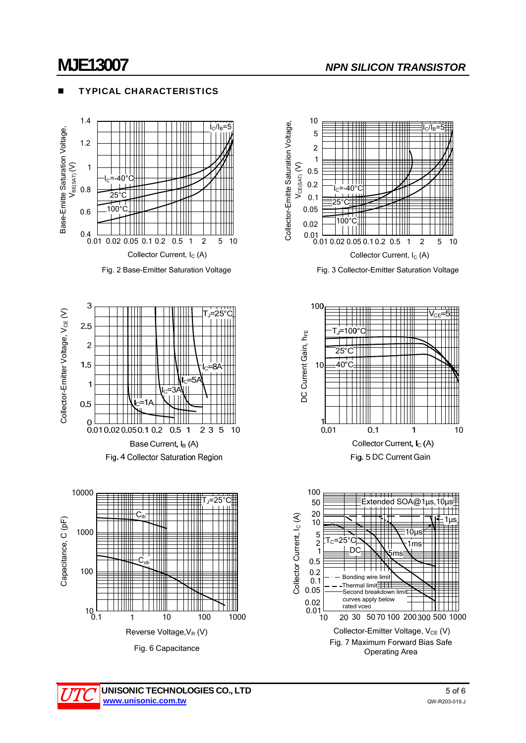## TYPICAL CHARACTERISTICS

Fig. 2 Base-Emitter Saturation Voltage

Fig. 3 Collector-Emitter Saturation Voltage

Fig. 4 Collector Saturation Region

Fig. 5 DC Current Gain

Fig. 6 Capacitance

Fig. 7 Maximum Forward Bias Safe Operating Area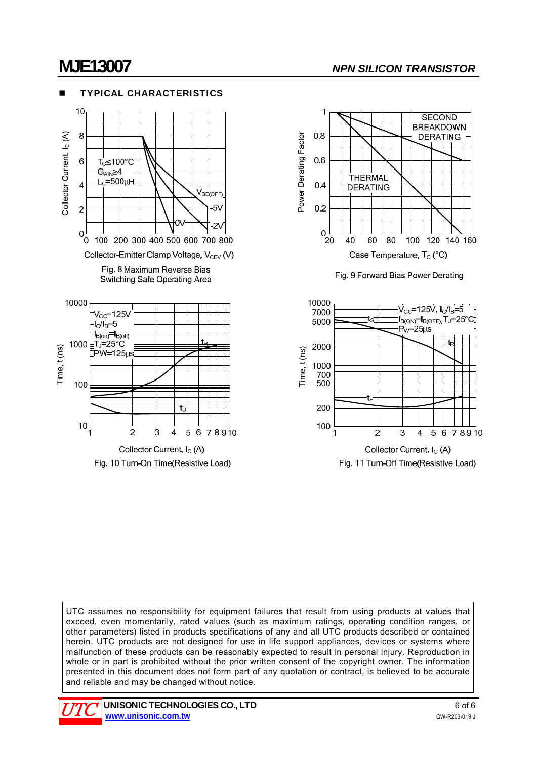## TYPICAL CHARACTERISTICS

Collector Current, $I_C$ (A)

10
8
6
4
2
0

$T_C$≤100°C
$G_{AIN}$≥4
$L_C$=500μH

$V_{BE(OFF)}$
-5V
0V
-2V

0 100 200 300 400 500 600 700 800

Collector-Emitter Clamp Voltage, $V_{CEV}$ (V)

Fig. 8 Maximum Reverse Bias Switching Safe Operating Area

Power Derating Factor

1
0.8
0.6
0.4
0.2
0

SECOND BREAKDOWN DERATING

THERMAL DERATING

20 40 60 80 100 120 140 160

Case Temperature, $T_C$ (°C)

Fig. 9 Forward Bias Power Derating

Time, t (ns)

10000
1000
100
10

$V_{CC}$=125V
$I_C/I_B$=5
$I_{B(on)}=I_{B(off)}$
$T_J$=25°C
PW=125μs

$t_R$
$t_D$

1 2 3 4 5 6 7 8 9 10

Collector Current, $I_C$ (A)

Fig. 10 Turn-On Time(Resistive Load)

Time, t (ns)

10000
7000
5000
2000
1000
700
500
200
100

$V_{CC}$=125V, $I_C/I_B$=5
$I_{B(ON)}=I_{B(OFF)}$, $T_J$=25°C
$P_W$=25μs

$t_S$
$t_R$
$t_F$

1 2 3 4 5 6 7 8 9 10

Collector Current, $I_C$ (A)

Fig. 11 Turn-Off Time(Resistive Load)

UTC assumes no responsibility for equipment failures that result from using products at values that exceed, even momentarily, rated values (such as maximum ratings, operating condition ranges, or other parameters) listed in products specifications of any and all UTC products described or contained herein. UTC products are not designed for use in life support appliances, devices or systems where malfunction of these products can be reasonably expected to result in personal injury. Reproduction in whole or in part is prohibited without the prior written consent of the copyright owner. The information presented in this document does not form part of any quotation or contract, is believed to be accurate and reliable and may be changed without notice.